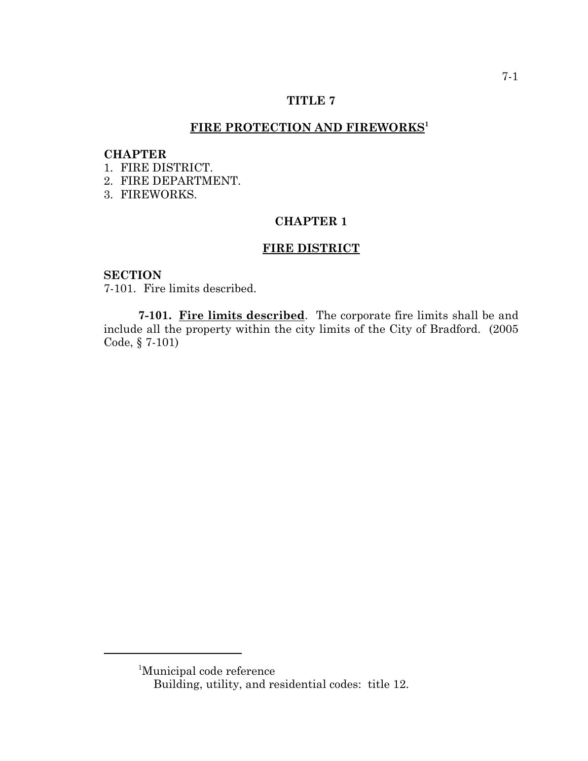# TITLE 7

## FIRE PROTECTION AND FIREWORKS[1]

**CHAPTER**

1. FIRE DISTRICT.
2. FIRE DEPARTMENT.
3. FIREWORKS.

## CHAPTER 1

## FIRE DISTRICT

**SECTION**

7-101. Fire limits described.

**7-101. Fire limits described**. The corporate fire limits shall be and include all the property within the city limits of the City of Bradford. (2005 Code, § 7-101)

---

[1]Municipal code reference

Building, utility, and residential codes: title 12.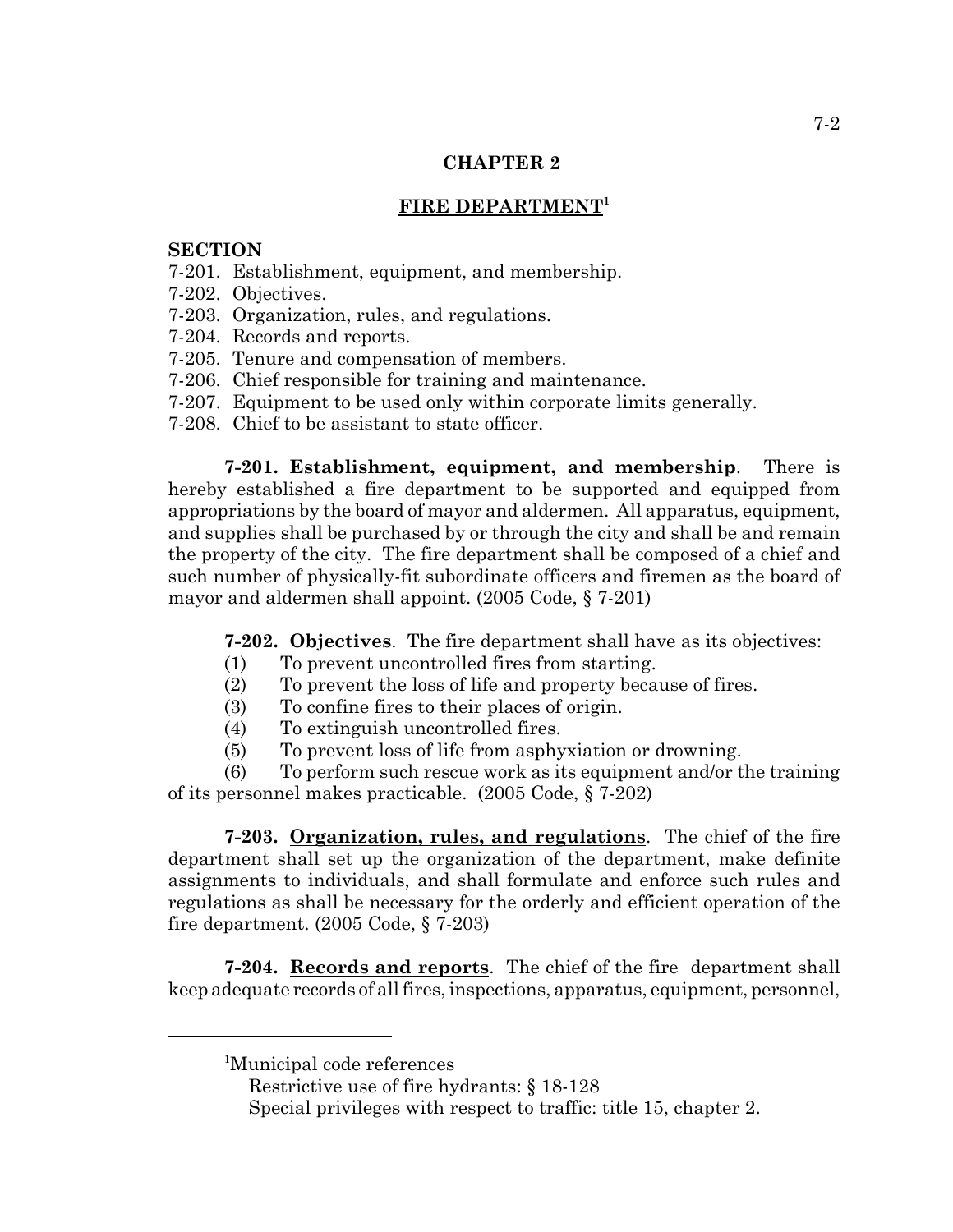# CHAPTER 2

## FIRE DEPARTMENT[1]

**SECTION**

7-201. Establishment, equipment, and membership.
7-202. Objectives.
7-203. Organization, rules, and regulations.
7-204. Records and reports.
7-205. Tenure and compensation of members.
7-206. Chief responsible for training and maintenance.
7-207. Equipment to be used only within corporate limits generally.
7-208. Chief to be assistant to state officer.

**7-201. Establishment, equipment, and membership**. There is hereby established a fire department to be supported and equipped from appropriations by the board of mayor and aldermen. All apparatus, equipment, and supplies shall be purchased by or through the city and shall be and remain the property of the city. The fire department shall be composed of a chief and such number of physically-fit subordinate officers and firemen as the board of mayor and aldermen shall appoint. (2005 Code, § 7-201)

**7-202. Objectives**. The fire department shall have as its objectives:

(1) To prevent uncontrolled fires from starting.
(2) To prevent the loss of life and property because of fires.
(3) To confine fires to their places of origin.
(4) To extinguish uncontrolled fires.
(5) To prevent loss of life from asphyxiation or drowning.
(6) To perform such rescue work as its equipment and/or the training of its personnel makes practicable. (2005 Code, § 7-202)

**7-203. Organization, rules, and regulations**. The chief of the fire department shall set up the organization of the department, make definite assignments to individuals, and shall formulate and enforce such rules and regulations as shall be necessary for the orderly and efficient operation of the fire department. (2005 Code, § 7-203)

**7-204. Records and reports**. The chief of the fire department shall keep adequate records of all fires, inspections, apparatus, equipment, personnel,

---

[1]Municipal code references
Restrictive use of fire hydrants: § 18-128
Special privileges with respect to traffic: title 15, chapter 2.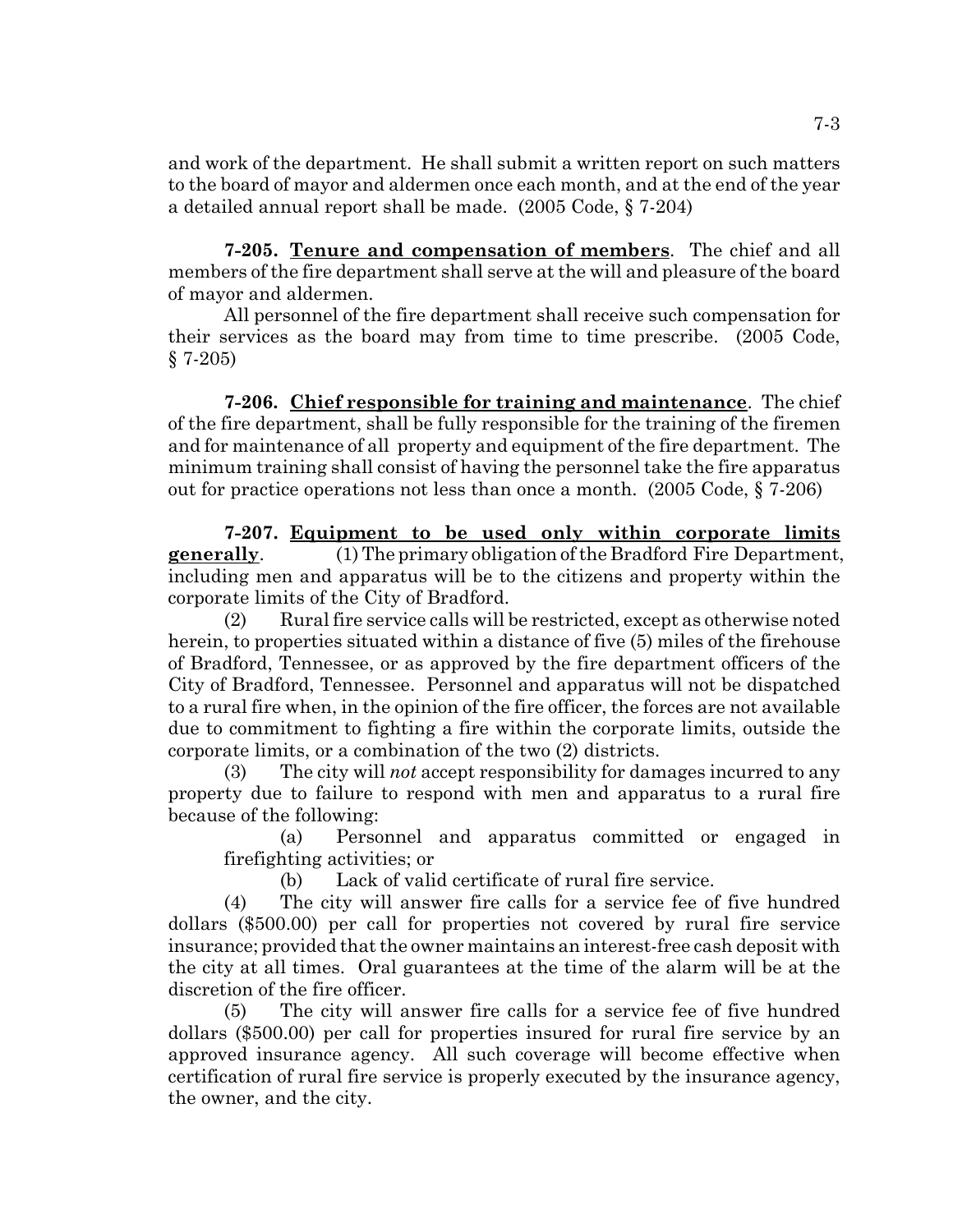and work of the department. He shall submit a written report on such matters to the board of mayor and aldermen once each month, and at the end of the year a detailed annual report shall be made. (2005 Code, § 7-204)

**7-205. Tenure and compensation of members**. The chief and all members of the fire department shall serve at the will and pleasure of the board of mayor and aldermen.

All personnel of the fire department shall receive such compensation for their services as the board may from time to time prescribe. (2005 Code, § 7-205)

**7-206. Chief responsible for training and maintenance**. The chief of the fire department, shall be fully responsible for the training of the firemen and for maintenance of all property and equipment of the fire department. The minimum training shall consist of having the personnel take the fire apparatus out for practice operations not less than once a month. (2005 Code, § 7-206)

**7-207. Equipment to be used only within corporate limits generally**. (1) The primary obligation of the Bradford Fire Department, including men and apparatus will be to the citizens and property within the corporate limits of the City of Bradford.

(2) Rural fire service calls will be restricted, except as otherwise noted herein, to properties situated within a distance of five (5) miles of the firehouse of Bradford, Tennessee, or as approved by the fire department officers of the City of Bradford, Tennessee. Personnel and apparatus will not be dispatched to a rural fire when, in the opinion of the fire officer, the forces are not available due to commitment to fighting a fire within the corporate limits, outside the corporate limits, or a combination of the two (2) districts.

(3) The city will *not* accept responsibility for damages incurred to any property due to failure to respond with men and apparatus to a rural fire because of the following:

(a) Personnel and apparatus committed or engaged in firefighting activities; or

(b) Lack of valid certificate of rural fire service.

(4) The city will answer fire calls for a service fee of five hundred dollars ($500.00) per call for properties not covered by rural fire service insurance; provided that the owner maintains an interest-free cash deposit with the city at all times. Oral guarantees at the time of the alarm will be at the discretion of the fire officer.

(5) The city will answer fire calls for a service fee of five hundred dollars ($500.00) per call for properties insured for rural fire service by an approved insurance agency. All such coverage will become effective when certification of rural fire service is properly executed by the insurance agency, the owner, and the city.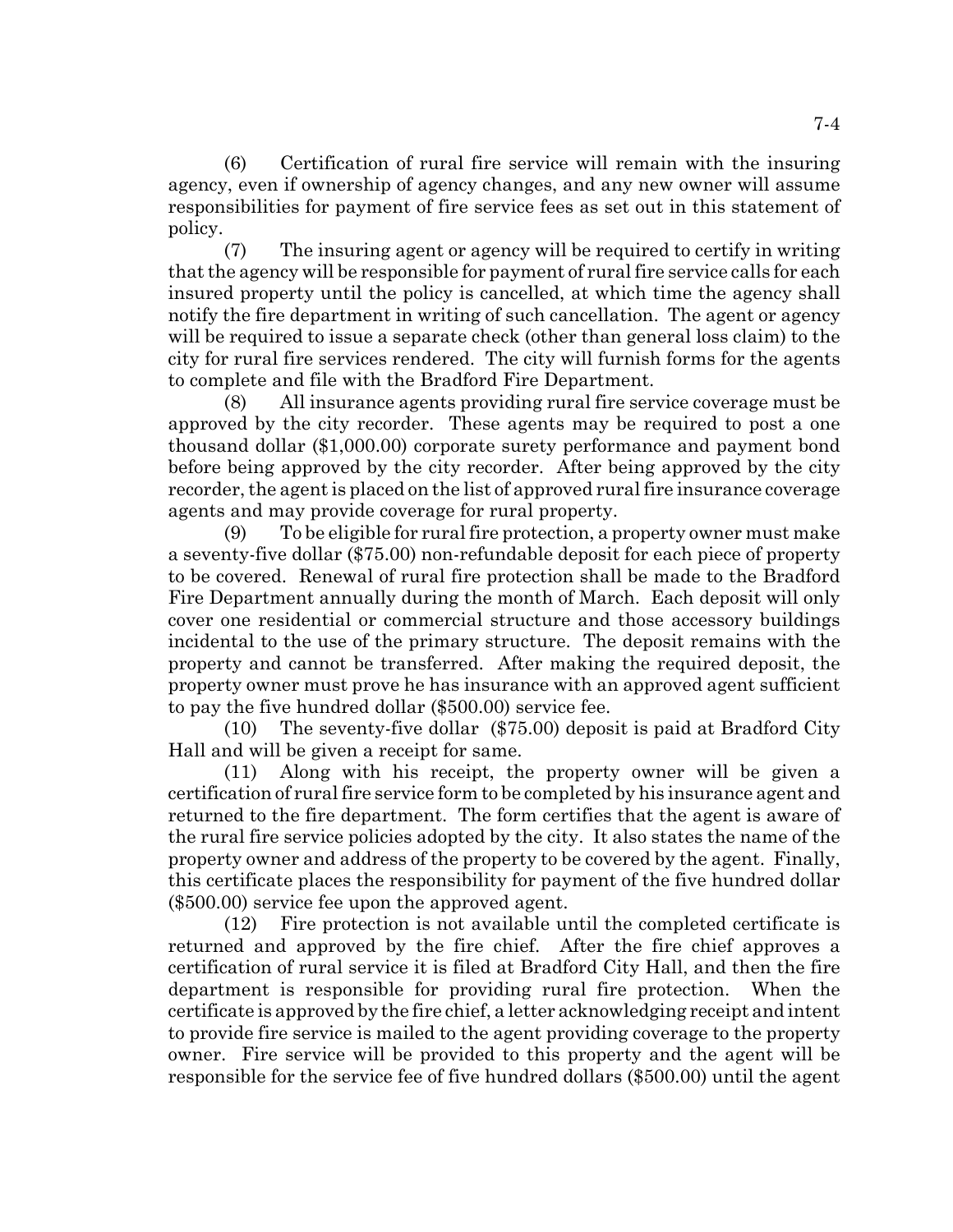(6) Certification of rural fire service will remain with the insuring agency, even if ownership of agency changes, and any new owner will assume responsibilities for payment of fire service fees as set out in this statement of policy.

(7) The insuring agent or agency will be required to certify in writing that the agency will be responsible for payment of rural fire service calls for each insured property until the policy is cancelled, at which time the agency shall notify the fire department in writing of such cancellation. The agent or agency will be required to issue a separate check (other than general loss claim) to the city for rural fire services rendered. The city will furnish forms for the agents to complete and file with the Bradford Fire Department.

(8) All insurance agents providing rural fire service coverage must be approved by the city recorder. These agents may be required to post a one thousand dollar ($1,000.00) corporate surety performance and payment bond before being approved by the city recorder. After being approved by the city recorder, the agent is placed on the list of approved rural fire insurance coverage agents and may provide coverage for rural property.

(9) To be eligible for rural fire protection, a property owner must make a seventy-five dollar ($75.00) non-refundable deposit for each piece of property to be covered. Renewal of rural fire protection shall be made to the Bradford Fire Department annually during the month of March. Each deposit will only cover one residential or commercial structure and those accessory buildings incidental to the use of the primary structure. The deposit remains with the property and cannot be transferred. After making the required deposit, the property owner must prove he has insurance with an approved agent sufficient to pay the five hundred dollar ($500.00) service fee.

(10) The seventy-five dollar ($75.00) deposit is paid at Bradford City Hall and will be given a receipt for same.

(11) Along with his receipt, the property owner will be given a certification of rural fire service form to be completed by his insurance agent and returned to the fire department. The form certifies that the agent is aware of the rural fire service policies adopted by the city. It also states the name of the property owner and address of the property to be covered by the agent. Finally, this certificate places the responsibility for payment of the five hundred dollar ($500.00) service fee upon the approved agent.

(12) Fire protection is not available until the completed certificate is returned and approved by the fire chief. After the fire chief approves a certification of rural service it is filed at Bradford City Hall, and then the fire department is responsible for providing rural fire protection. When the certificate is approved by the fire chief, a letter acknowledging receipt and intent to provide fire service is mailed to the agent providing coverage to the property owner. Fire service will be provided to this property and the agent will be responsible for the service fee of five hundred dollars ($500.00) until the agent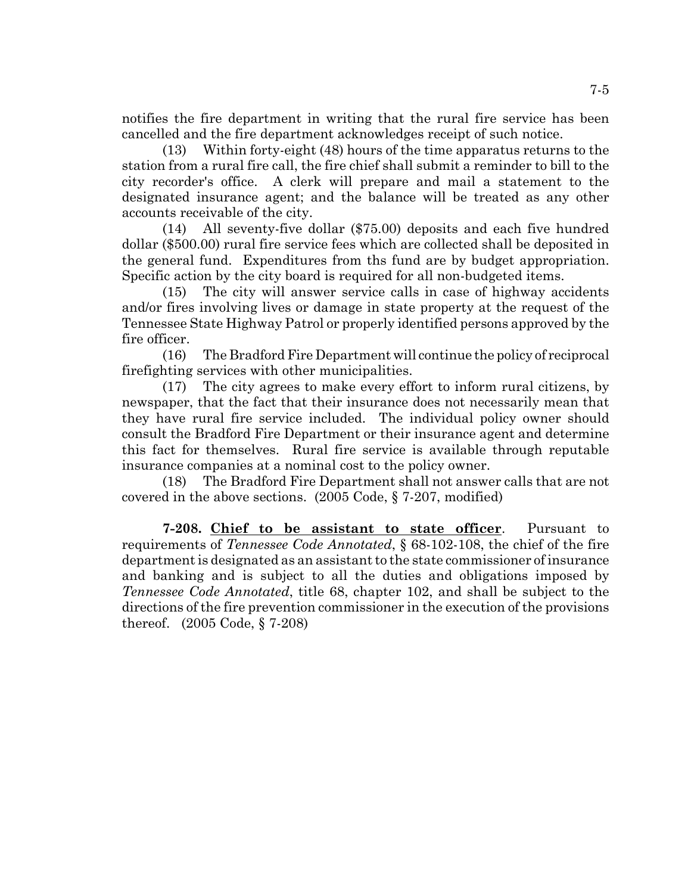notifies the fire department in writing that the rural fire service has been cancelled and the fire department acknowledges receipt of such notice.

(13) Within forty-eight (48) hours of the time apparatus returns to the station from a rural fire call, the fire chief shall submit a reminder to bill to the city recorder's office. A clerk will prepare and mail a statement to the designated insurance agent; and the balance will be treated as any other accounts receivable of the city.

(14) All seventy-five dollar ($75.00) deposits and each five hundred dollar ($500.00) rural fire service fees which are collected shall be deposited in the general fund. Expenditures from ths fund are by budget appropriation. Specific action by the city board is required for all non-budgeted items.

(15) The city will answer service calls in case of highway accidents and/or fires involving lives or damage in state property at the request of the Tennessee State Highway Patrol or properly identified persons approved by the fire officer.

(16) The Bradford Fire Department will continue the policy of reciprocal firefighting services with other municipalities.

(17) The city agrees to make every effort to inform rural citizens, by newspaper, that the fact that their insurance does not necessarily mean that they have rural fire service included. The individual policy owner should consult the Bradford Fire Department or their insurance agent and determine this fact for themselves. Rural fire service is available through reputable insurance companies at a nominal cost to the policy owner.

(18) The Bradford Fire Department shall not answer calls that are not covered in the above sections. (2005 Code, § 7-207, modified)

**7-208. Chief to be assistant to state officer**. Pursuant to requirements of *Tennessee Code Annotated*, § 68-102-108, the chief of the fire department is designated as an assistant to the state commissioner of insurance and banking and is subject to all the duties and obligations imposed by *Tennessee Code Annotated*, title 68, chapter 102, and shall be subject to the directions of the fire prevention commissioner in the execution of the provisions thereof. (2005 Code, § 7-208)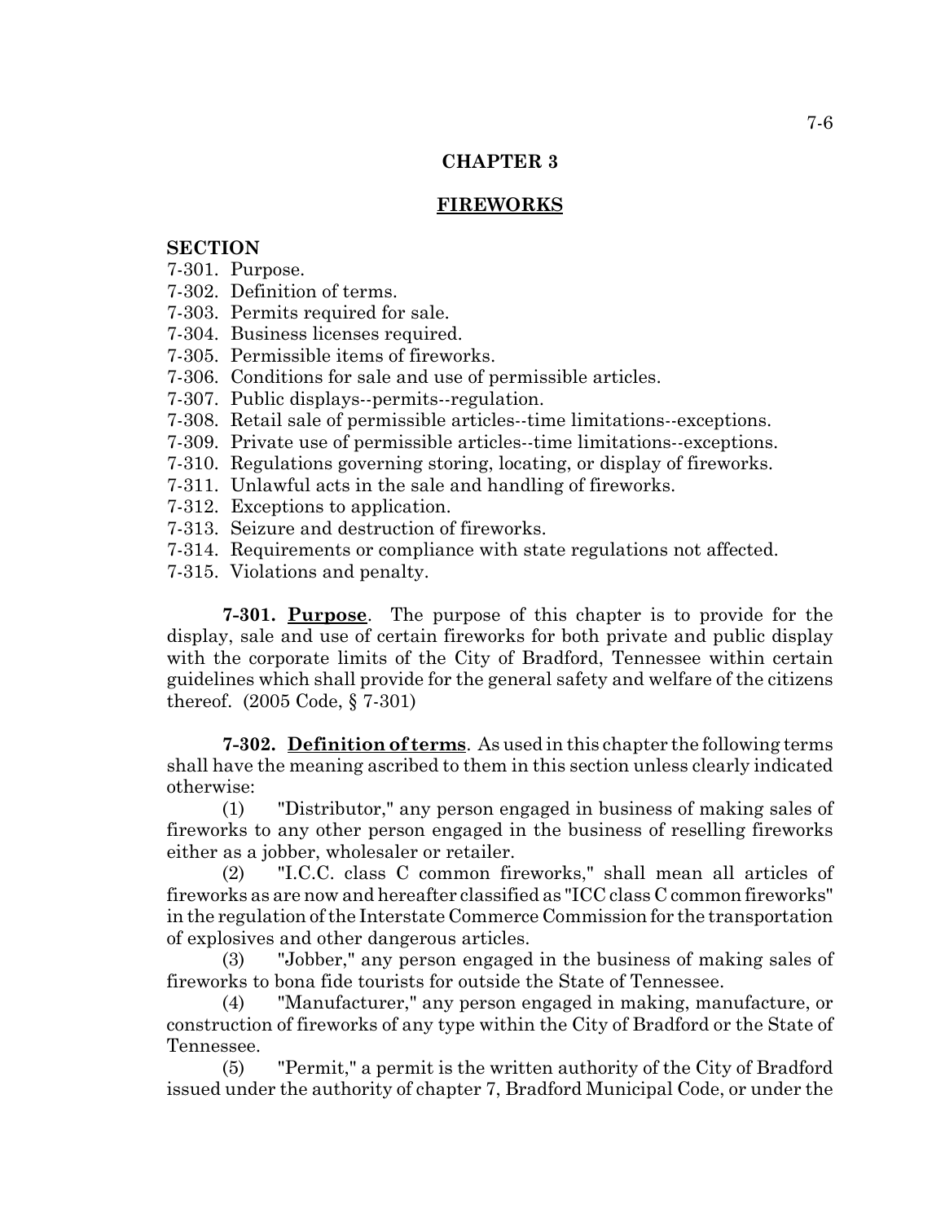# CHAPTER 3

## FIREWORKS

**SECTION**

7-301. Purpose.
7-302. Definition of terms.
7-303. Permits required for sale.
7-304. Business licenses required.
7-305. Permissible items of fireworks.
7-306. Conditions for sale and use of permissible articles.
7-307. Public displays--permits--regulation.
7-308. Retail sale of permissible articles--time limitations--exceptions.
7-309. Private use of permissible articles--time limitations--exceptions.
7-310. Regulations governing storing, locating, or display of fireworks.
7-311. Unlawful acts in the sale and handling of fireworks.
7-312. Exceptions to application.
7-313. Seizure and destruction of fireworks.
7-314. Requirements or compliance with state regulations not affected.
7-315. Violations and penalty.

**7-301. Purpose**. The purpose of this chapter is to provide for the display, sale and use of certain fireworks for both private and public display with the corporate limits of the City of Bradford, Tennessee within certain guidelines which shall provide for the general safety and welfare of the citizens thereof. (2005 Code, § 7-301)

**7-302. Definition of terms**. As used in this chapter the following terms shall have the meaning ascribed to them in this section unless clearly indicated otherwise:

(1) "Distributor," any person engaged in business of making sales of fireworks to any other person engaged in the business of reselling fireworks either as a jobber, wholesaler or retailer.

(2) "I.C.C. class C common fireworks," shall mean all articles of fireworks as are now and hereafter classified as "ICC class C common fireworks" in the regulation of the Interstate Commerce Commission for the transportation of explosives and other dangerous articles.

(3) "Jobber," any person engaged in the business of making sales of fireworks to bona fide tourists for outside the State of Tennessee.

(4) "Manufacturer," any person engaged in making, manufacture, or construction of fireworks of any type within the City of Bradford or the State of Tennessee.

(5) "Permit," a permit is the written authority of the City of Bradford issued under the authority of chapter 7, Bradford Municipal Code, or under the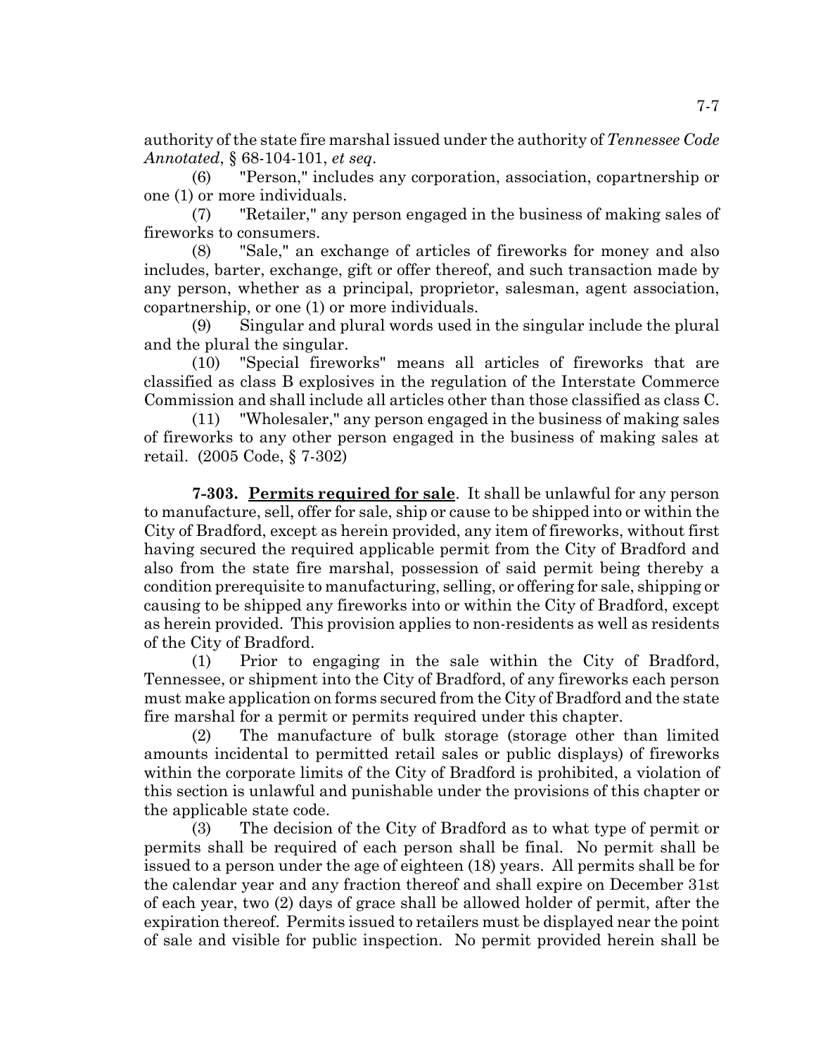authority of the state fire marshal issued under the authority of *Tennessee Code Annotated*, § 68-104-101, *et seq*.

(6) "Person," includes any corporation, association, copartnership or one (1) or more individuals.

(7) "Retailer," any person engaged in the business of making sales of fireworks to consumers.

(8) "Sale," an exchange of articles of fireworks for money and also includes, barter, exchange, gift or offer thereof, and such transaction made by any person, whether as a principal, proprietor, salesman, agent association, copartnership, or one (1) or more individuals.

(9) Singular and plural words used in the singular include the plural and the plural the singular.

(10) "Special fireworks" means all articles of fireworks that are classified as class B explosives in the regulation of the Interstate Commerce Commission and shall include all articles other than those classified as class C.

(11) "Wholesaler," any person engaged in the business of making sales of fireworks to any other person engaged in the business of making sales at retail. (2005 Code, § 7-302)

**7-303. Permits required for sale**. It shall be unlawful for any person to manufacture, sell, offer for sale, ship or cause to be shipped into or within the City of Bradford, except as herein provided, any item of fireworks, without first having secured the required applicable permit from the City of Bradford and also from the state fire marshal, possession of said permit being thereby a condition prerequisite to manufacturing, selling, or offering for sale, shipping or causing to be shipped any fireworks into or within the City of Bradford, except as herein provided. This provision applies to non-residents as well as residents of the City of Bradford.

(1) Prior to engaging in the sale within the City of Bradford, Tennessee, or shipment into the City of Bradford, of any fireworks each person must make application on forms secured from the City of Bradford and the state fire marshal for a permit or permits required under this chapter.

(2) The manufacture of bulk storage (storage other than limited amounts incidental to permitted retail sales or public displays) of fireworks within the corporate limits of the City of Bradford is prohibited, a violation of this section is unlawful and punishable under the provisions of this chapter or the applicable state code.

(3) The decision of the City of Bradford as to what type of permit or permits shall be required of each person shall be final. No permit shall be issued to a person under the age of eighteen (18) years. All permits shall be for the calendar year and any fraction thereof and shall expire on December 31st of each year, two (2) days of grace shall be allowed holder of permit, after the expiration thereof. Permits issued to retailers must be displayed near the point of sale and visible for public inspection. No permit provided herein shall be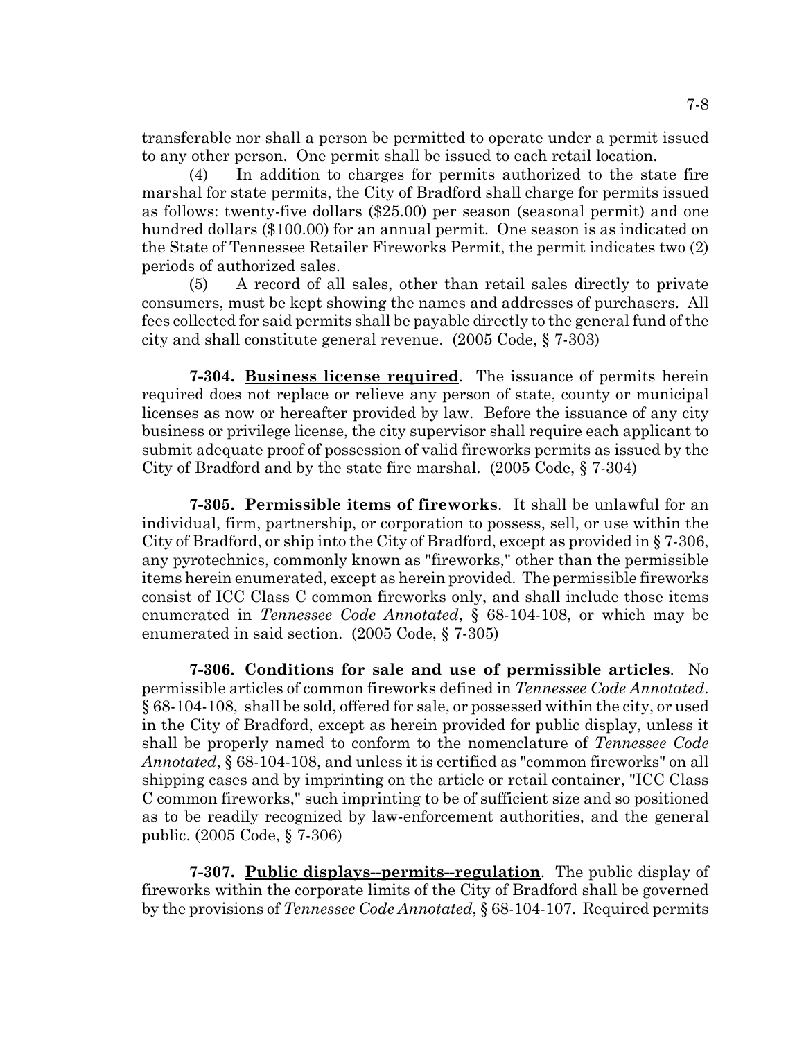transferable nor shall a person be permitted to operate under a permit issued to any other person. One permit shall be issued to each retail location.

(4) In addition to charges for permits authorized to the state fire marshal for state permits, the City of Bradford shall charge for permits issued as follows: twenty-five dollars ($25.00) per season (seasonal permit) and one hundred dollars ($100.00) for an annual permit. One season is as indicated on the State of Tennessee Retailer Fireworks Permit, the permit indicates two (2) periods of authorized sales.

(5) A record of all sales, other than retail sales directly to private consumers, must be kept showing the names and addresses of purchasers. All fees collected for said permits shall be payable directly to the general fund of the city and shall constitute general revenue. (2005 Code, § 7-303)

**7-304. Business license required**. The issuance of permits herein required does not replace or relieve any person of state, county or municipal licenses as now or hereafter provided by law. Before the issuance of any city business or privilege license, the city supervisor shall require each applicant to submit adequate proof of possession of valid fireworks permits as issued by the City of Bradford and by the state fire marshal. (2005 Code, § 7-304)

**7-305. Permissible items of fireworks**. It shall be unlawful for an individual, firm, partnership, or corporation to possess, sell, or use within the City of Bradford, or ship into the City of Bradford, except as provided in § 7-306, any pyrotechnics, commonly known as "fireworks," other than the permissible items herein enumerated, except as herein provided. The permissible fireworks consist of ICC Class C common fireworks only, and shall include those items enumerated in *Tennessee Code Annotated*, § 68-104-108, or which may be enumerated in said section. (2005 Code, § 7-305)

**7-306. Conditions for sale and use of permissible articles**. No permissible articles of common fireworks defined in *Tennessee Code Annotated*. § 68-104-108, shall be sold, offered for sale, or possessed within the city, or used in the City of Bradford, except as herein provided for public display, unless it shall be properly named to conform to the nomenclature of *Tennessee Code Annotated*, § 68-104-108, and unless it is certified as "common fireworks" on all shipping cases and by imprinting on the article or retail container, "ICC Class C common fireworks," such imprinting to be of sufficient size and so positioned as to be readily recognized by law-enforcement authorities, and the general public. (2005 Code, § 7-306)

**7-307. Public displays--permits--regulation**. The public display of fireworks within the corporate limits of the City of Bradford shall be governed by the provisions of *Tennessee Code Annotated*, § 68-104-107. Required permits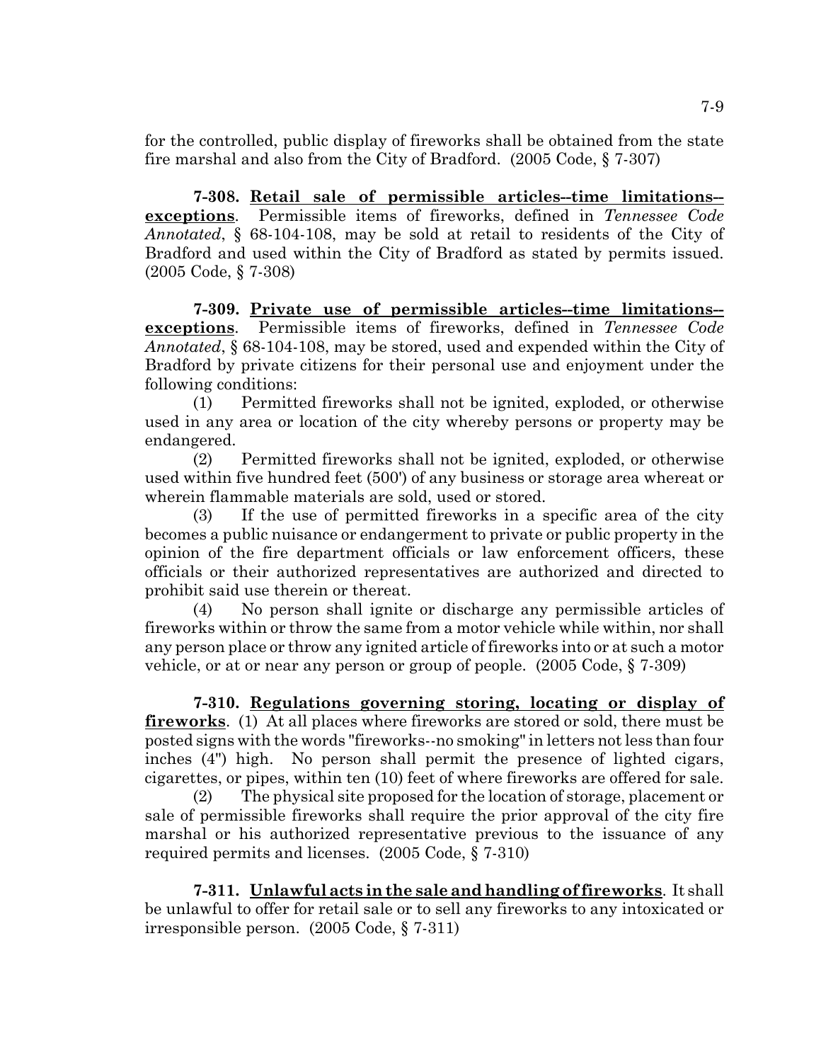for the controlled, public display of fireworks shall be obtained from the state fire marshal and also from the City of Bradford. (2005 Code, § 7-307)

**7-308. Retail sale of permissible articles--time limitations--exceptions**. Permissible items of fireworks, defined in *Tennessee Code Annotated*, § 68-104-108, may be sold at retail to residents of the City of Bradford and used within the City of Bradford as stated by permits issued. (2005 Code, § 7-308)

**7-309. Private use of permissible articles--time limitations--exceptions**. Permissible items of fireworks, defined in *Tennessee Code Annotated*, § 68-104-108, may be stored, used and expended within the City of Bradford by private citizens for their personal use and enjoyment under the following conditions:

(1) Permitted fireworks shall not be ignited, exploded, or otherwise used in any area or location of the city whereby persons or property may be endangered.

(2) Permitted fireworks shall not be ignited, exploded, or otherwise used within five hundred feet (500') of any business or storage area whereat or wherein flammable materials are sold, used or stored.

(3) If the use of permitted fireworks in a specific area of the city becomes a public nuisance or endangerment to private or public property in the opinion of the fire department officials or law enforcement officers, these officials or their authorized representatives are authorized and directed to prohibit said use therein or thereat.

(4) No person shall ignite or discharge any permissible articles of fireworks within or throw the same from a motor vehicle while within, nor shall any person place or throw any ignited article of fireworks into or at such a motor vehicle, or at or near any person or group of people. (2005 Code, § 7-309)

**7-310. Regulations governing storing, locating or display of fireworks**. (1) At all places where fireworks are stored or sold, there must be posted signs with the words "fireworks--no smoking" in letters not less than four inches (4") high. No person shall permit the presence of lighted cigars, cigarettes, or pipes, within ten (10) feet of where fireworks are offered for sale.

(2) The physical site proposed for the location of storage, placement or sale of permissible fireworks shall require the prior approval of the city fire marshal or his authorized representative previous to the issuance of any required permits and licenses. (2005 Code, § 7-310)

**7-311. Unlawful acts in the sale and handling of fireworks**. It shall be unlawful to offer for retail sale or to sell any fireworks to any intoxicated or irresponsible person. (2005 Code, § 7-311)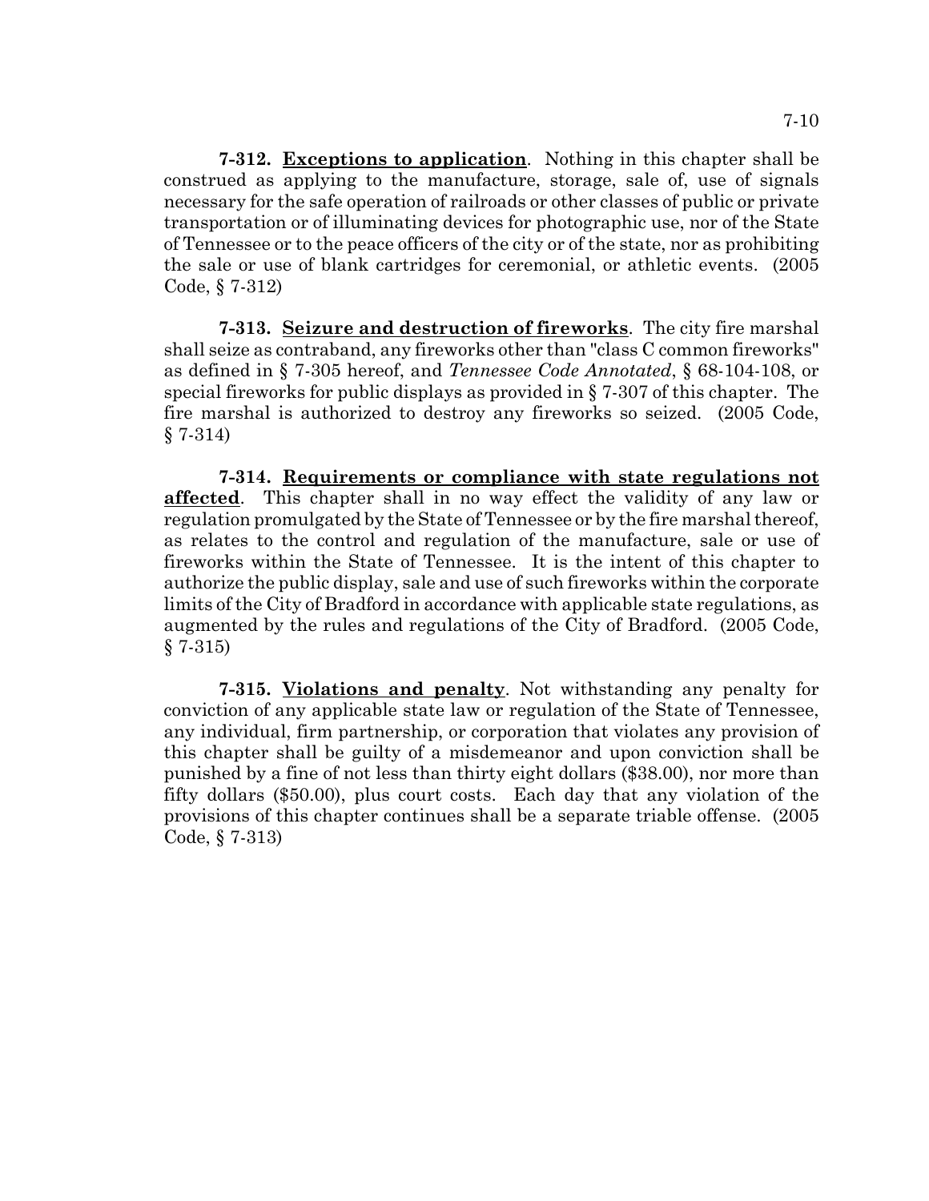**7-312. Exceptions to application**. Nothing in this chapter shall be construed as applying to the manufacture, storage, sale of, use of signals necessary for the safe operation of railroads or other classes of public or private transportation or of illuminating devices for photographic use, nor of the State of Tennessee or to the peace officers of the city or of the state, nor as prohibiting the sale or use of blank cartridges for ceremonial, or athletic events. (2005 Code, § 7-312)

**7-313. Seizure and destruction of fireworks**. The city fire marshal shall seize as contraband, any fireworks other than "class C common fireworks" as defined in § 7-305 hereof, and *Tennessee Code Annotated*, § 68-104-108, or special fireworks for public displays as provided in § 7-307 of this chapter. The fire marshal is authorized to destroy any fireworks so seized. (2005 Code, § 7-314)

**7-314. Requirements or compliance with state regulations not affected**. This chapter shall in no way effect the validity of any law or regulation promulgated by the State of Tennessee or by the fire marshal thereof, as relates to the control and regulation of the manufacture, sale or use of fireworks within the State of Tennessee. It is the intent of this chapter to authorize the public display, sale and use of such fireworks within the corporate limits of the City of Bradford in accordance with applicable state regulations, as augmented by the rules and regulations of the City of Bradford. (2005 Code, § 7-315)

**7-315. Violations and penalty**. Not withstanding any penalty for conviction of any applicable state law or regulation of the State of Tennessee, any individual, firm partnership, or corporation that violates any provision of this chapter shall be guilty of a misdemeanor and upon conviction shall be punished by a fine of not less than thirty eight dollars ($38.00), nor more than fifty dollars ($50.00), plus court costs. Each day that any violation of the provisions of this chapter continues shall be a separate triable offense. (2005 Code, § 7-313)